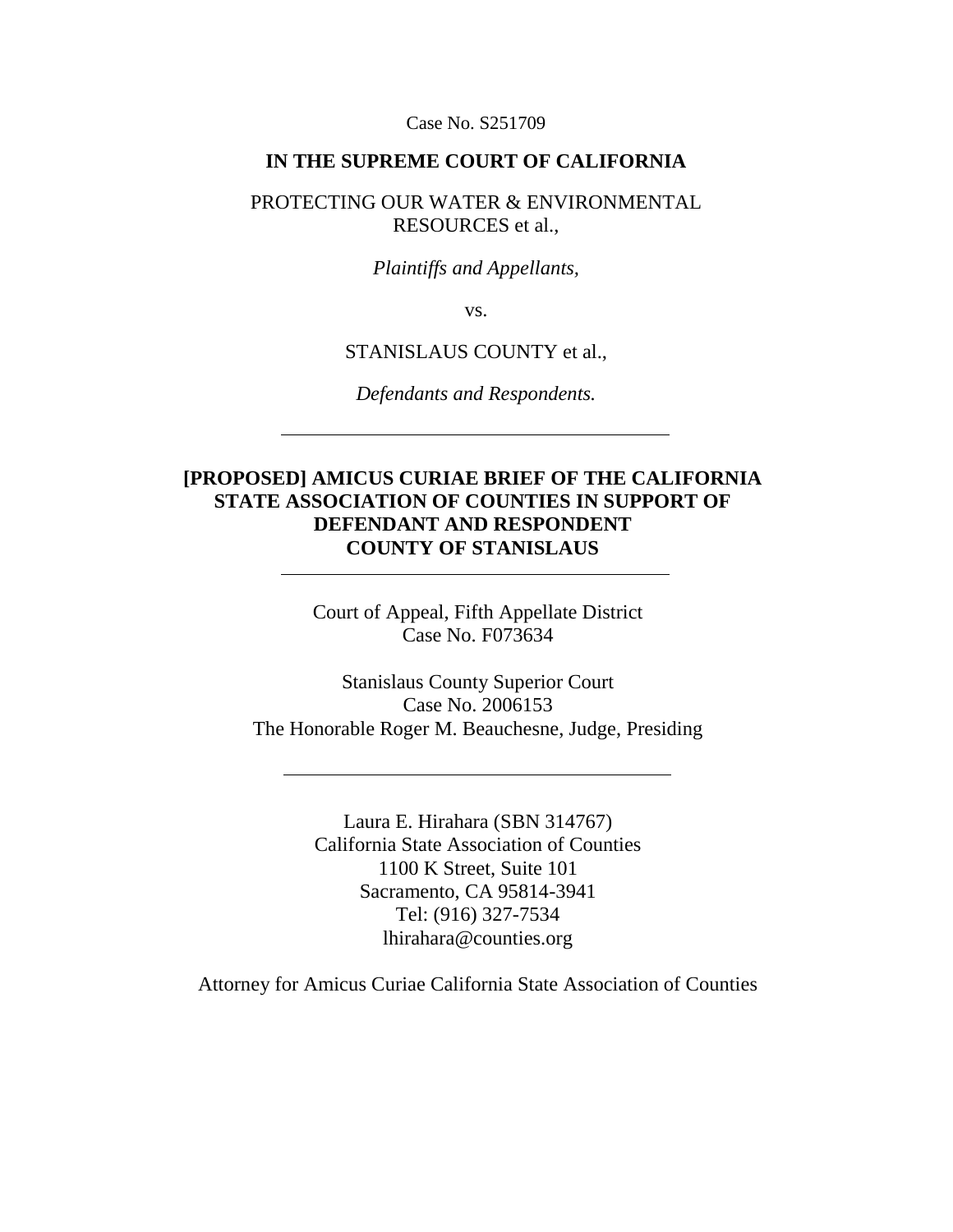Case No. S251709

**IN THE SUPREME COURT OF CALIFORNIA**

PROTECTING OUR WATER & ENVIRONMENTAL RESOURCES et al.,

*Plaintiffs and Appellants,*

vs.

STANISLAUS COUNTY et al.,

*Defendants and Respondents.*

---

**[PROPOSED] AMICUS CURIAE BRIEF OF THE CALIFORNIA STATE ASSOCIATION OF COUNTIES IN SUPPORT OF DEFENDANT AND RESPONDENT COUNTY OF STANISLAUS**

---

Court of Appeal, Fifth Appellate District
Case No. F073634

Stanislaus County Superior Court
Case No. 2006153
The Honorable Roger M. Beauchesne, Judge, Presiding

---

Laura E. Hirahara (SBN 314767)
California State Association of Counties
1100 K Street, Suite 101
Sacramento, CA 95814-3941
Tel: (916) 327-7534
lhirahara@counties.org

Attorney for Amicus Curiae California State Association of Counties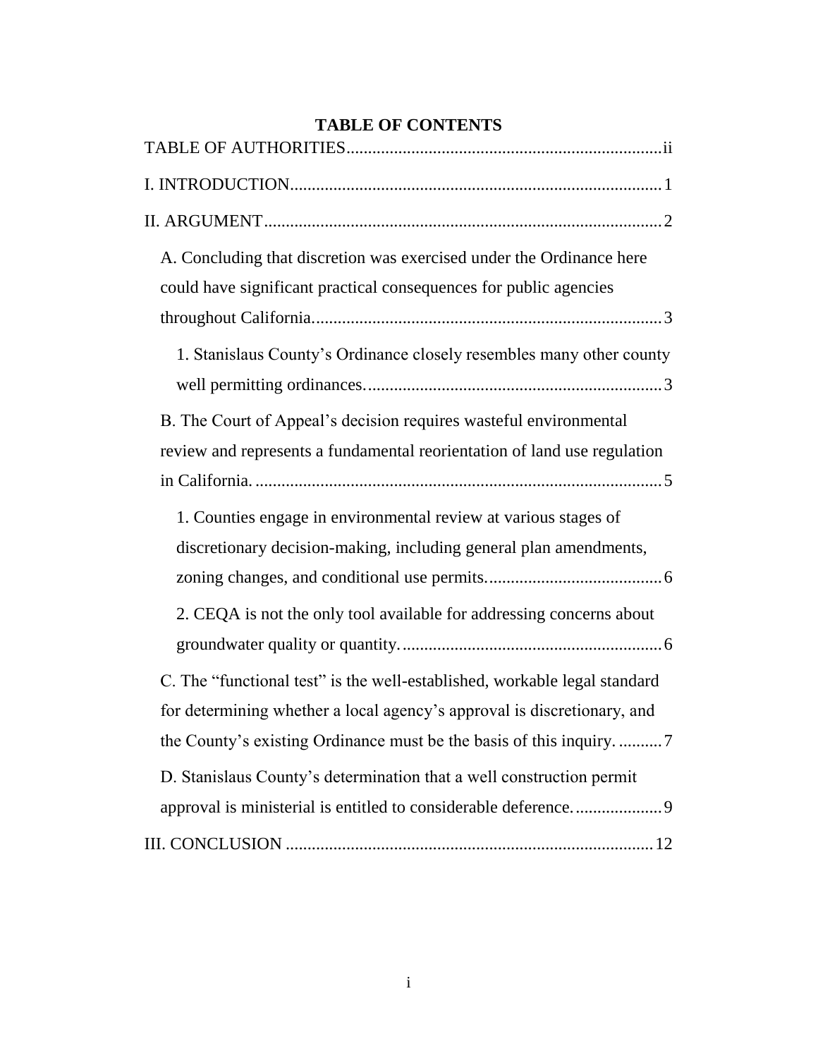# TABLE OF CONTENTS

TABLE OF AUTHORITIES ........................................................................ ii

I. INTRODUCTION ..................................................................................... 1

II. ARGUMENT ........................................................................................... 2

- A. Concluding that discretion was exercised under the Ordinance here could have significant practical consequences for public agencies throughout California. ................................................................................ 3
  - 1. Stanislaus County's Ordinance closely resembles many other county well permitting ordinances. ................................................................... 3
- B. The Court of Appeal's decision requires wasteful environmental review and represents a fundamental reorientation of land use regulation in California. ............................................................................................ 5
  - 1. Counties engage in environmental review at various stages of discretionary decision-making, including general plan amendments, zoning changes, and conditional use permits. ........................................ 6
  - 2. CEQA is not the only tool available for addressing concerns about groundwater quality or quantity. ........................................................... 6
- C. The "functional test" is the well-established, workable legal standard for determining whether a local agency's approval is discretionary, and the County's existing Ordinance must be the basis of this inquiry. .......... 7
- D. Stanislaus County's determination that a well construction permit approval is ministerial is entitled to considerable deference. .................... 9

III. CONCLUSION .................................................................................... 12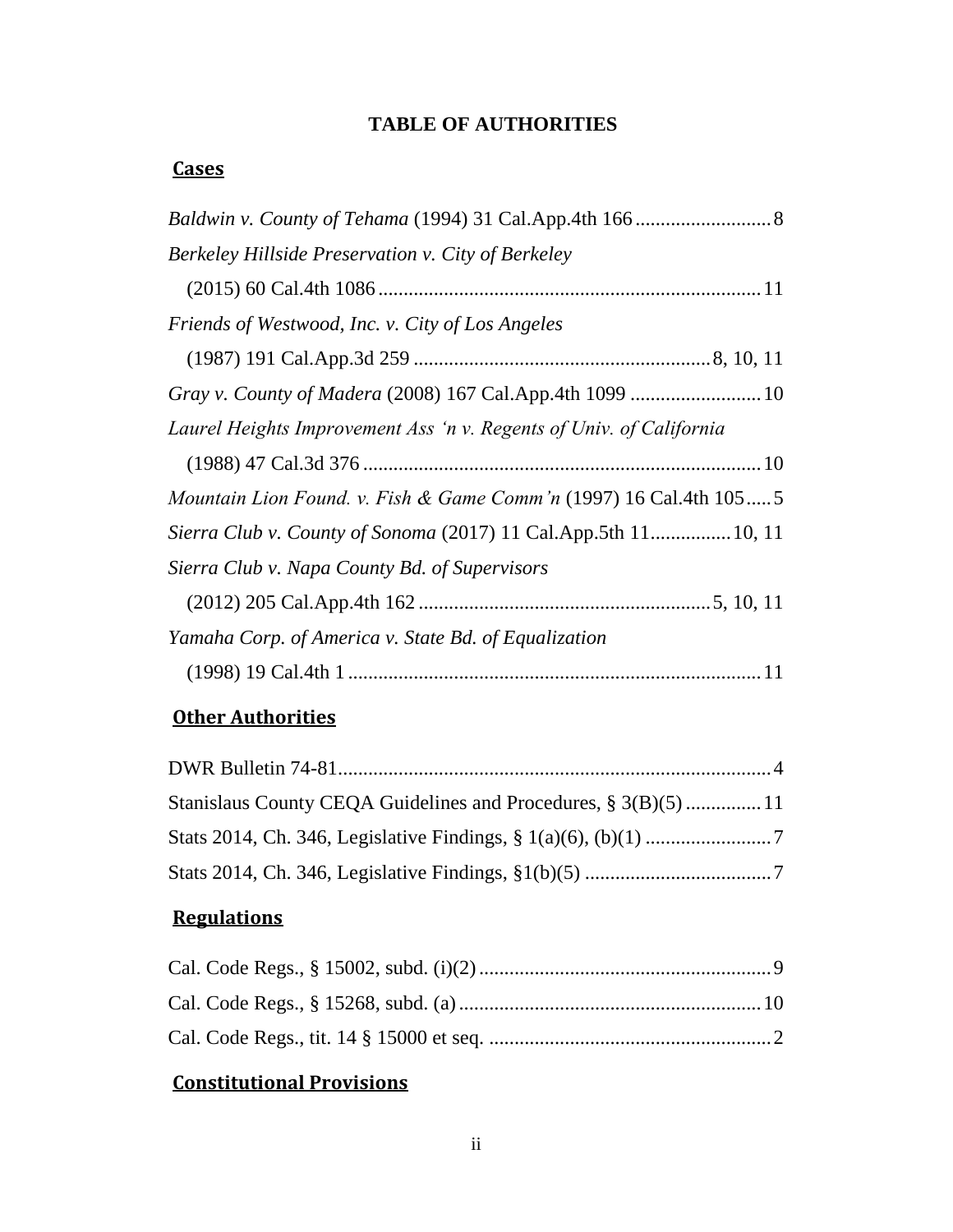# TABLE OF AUTHORITIES

## Cases

*Baldwin v. County of Tehama* (1994) 31 Cal.App.4th 166 ........................... 8

*Berkeley Hillside Preservation v. City of Berkeley* (2015) 60 Cal.4th 1086 ........................................................................... 11

*Friends of Westwood, Inc. v. City of Los Angeles* (1987) 191 Cal.App.3d 259 .......................................................... 8, 10, 11

*Gray v. County of Madera* (2008) 167 Cal.App.4th 1099 .......................... 10

*Laurel Heights Improvement Ass 'n v. Regents of Univ. of California* (1988) 47 Cal.3d 376 ............................................................................... 10

*Mountain Lion Found. v. Fish & Game Comm'n* (1997) 16 Cal.4th 105 ..... 5

*Sierra Club v. County of Sonoma* (2017) 11 Cal.App.5th 11 ................ 10, 11

*Sierra Club v. Napa County Bd. of Supervisors* (2012) 205 Cal.App.4th 162 ......................................................... 5, 10, 11

*Yamaha Corp. of America v. State Bd. of Equalization* (1998) 19 Cal.4th 1 ................................................................................. 11

## Other Authorities

DWR Bulletin 74-81...................................................................................... 4

Stanislaus County CEQA Guidelines and Procedures, § 3(B)(5) ............... 11

Stats 2014, Ch. 346, Legislative Findings, § 1(a)(6), (b)(1) ......................... 7

Stats 2014, Ch. 346, Legislative Findings, §1(b)(5) ..................................... 7

## Regulations

Cal. Code Regs., § 15002, subd. (i)(2) .......................................................... 9

Cal. Code Regs., § 15268, subd. (a) ............................................................ 10

Cal. Code Regs., tit. 14 § 15000 et seq. ........................................................ 2

## Constitutional Provisions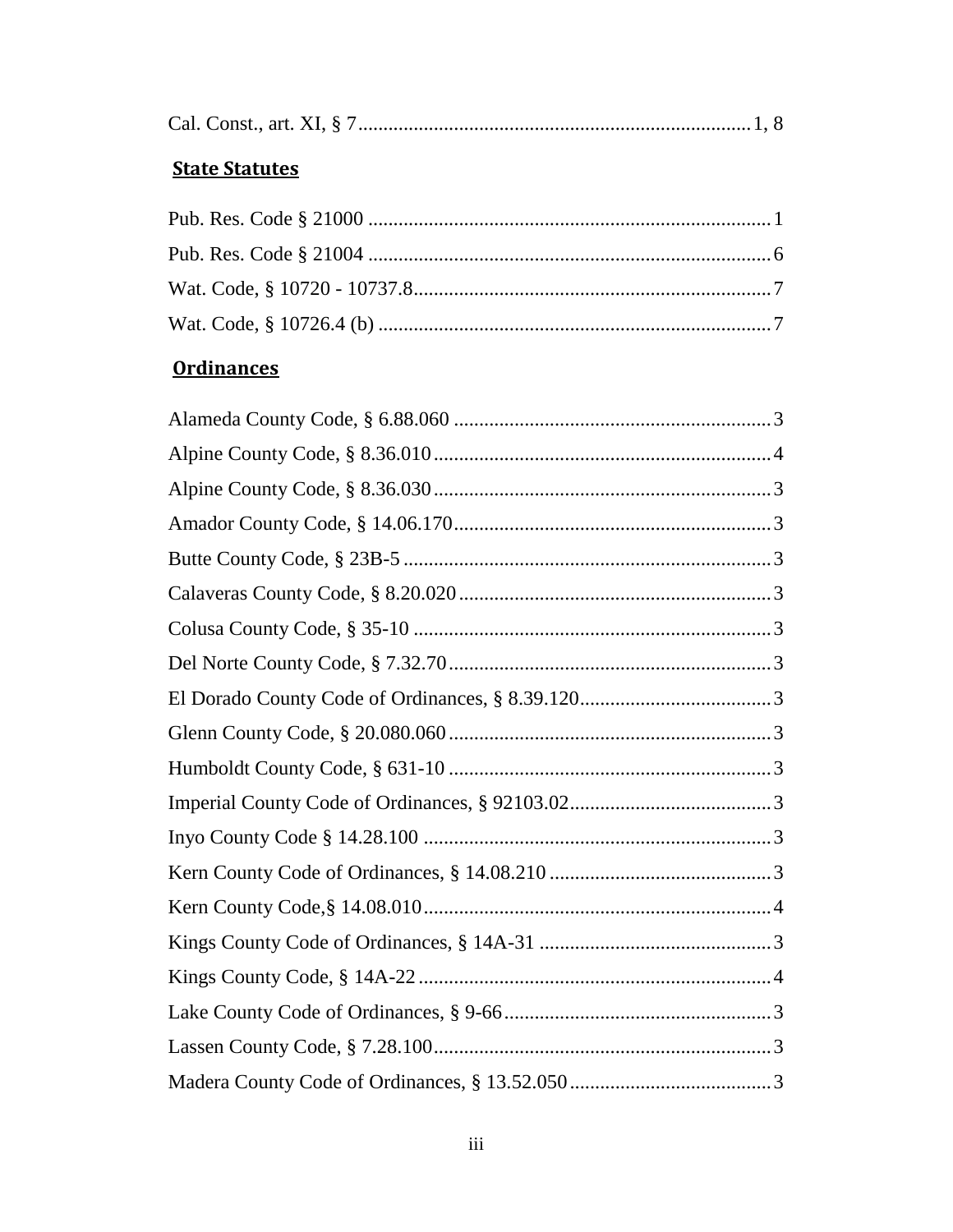Cal. Const., art. XI, § 7 ............................................................................ 1, 8

## State Statutes

Pub. Res. Code § 21000 ............................................................................ 1

Pub. Res. Code § 21004 ............................................................................ 6

Wat. Code, § 10720 - 10737.8 .................................................................... 7

Wat. Code, § 10726.4 (b) .......................................................................... 7

## Ordinances

Alameda County Code, § 6.88.060 .............................................................. 3

Alpine County Code, § 8.36.010 .................................................................. 4

Alpine County Code, § 8.36.030 .................................................................. 3

Amador County Code, § 14.06.170 ............................................................... 3

Butte County Code, § 23B-5 ........................................................................ 3

Calaveras County Code, § 8.20.020 .............................................................. 3

Colusa County Code, § 35-10 ...................................................................... 3

Del Norte County Code, § 7.32.70 ................................................................ 3

El Dorado County Code of Ordinances, § 8.39.120 ........................................... 3

Glenn County Code, § 20.080.060 ................................................................ 3

Humboldt County Code, § 631-10 ................................................................ 3

Imperial County Code of Ordinances, § 92103.02 ........................................... 3

Inyo County Code § 14.28.100 .................................................................... 3

Kern County Code of Ordinances, § 14.08.210 ............................................... 3

Kern County Code,§ 14.08.010 .................................................................... 4

Kings County Code of Ordinances, § 14A-31 .................................................. 3

Kings County Code, § 14A-22 ...................................................................... 4

Lake County Code of Ordinances, § 9-66 ....................................................... 3

Lassen County Code, § 7.28.100 .................................................................. 3

Madera County Code of Ordinances, § 13.52.050 ........................................... 3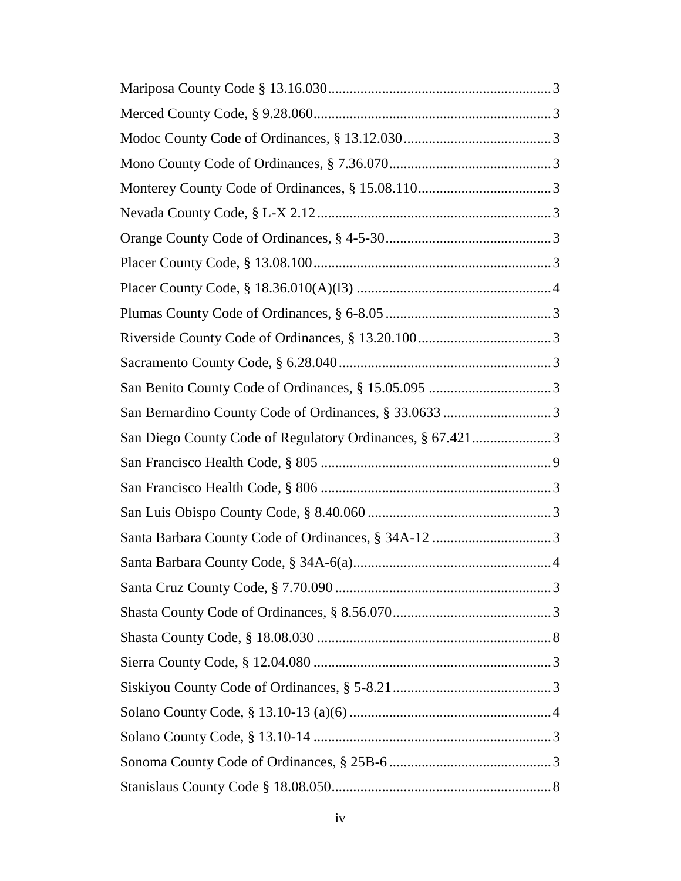Mariposa County Code § 13.16.030 ............................................................. 3

Merced County Code, § 9.28.060 ................................................................. 3

Modoc County Code of Ordinances, § 13.12.030 ........................................ 3

Mono County Code of Ordinances, § 7.36.070 ............................................ 3

Monterey County Code of Ordinances, § 15.08.110 .................................... 3

Nevada County Code, § L-X 2.12 ............................................................... 3

Orange County Code of Ordinances, § 4-5-30 ............................................. 3

Placer County Code, § 13.08.100 ................................................................ 3

Placer County Code, § 18.36.010(A)(l3) ..................................................... 4

Plumas County Code of Ordinances, § 6-8.05 ............................................. 3

Riverside County Code of Ordinances, § 13.20.100 .................................... 3

Sacramento County Code, § 6.28.040 .......................................................... 3

San Benito County Code of Ordinances, § 15.05.095 .................................. 3

San Bernardino County Code of Ordinances, § 33.0633 .............................. 3

San Diego County Code of Regulatory Ordinances, § 67.421 ...................... 3

San Francisco Health Code, § 805 ............................................................... 9

San Francisco Health Code, § 806 ............................................................... 3

San Luis Obispo County Code, § 8.40.060 .................................................. 3

Santa Barbara County Code of Ordinances, § 34A-12 ................................. 3

Santa Barbara County Code, § 34A-6(a) ...................................................... 4

Santa Cruz County Code, § 7.70.090 ........................................................... 3

Shasta County Code of Ordinances, § 8.56.070 ........................................... 3

Shasta County Code, § 18.08.030 ................................................................ 8

Sierra County Code, § 12.04.080 ................................................................. 3

Siskiyou County Code of Ordinances, § 5-8.21 ........................................... 3

Solano County Code, § 13.10-13 (a)(6) ....................................................... 4

Solano County Code, § 13.10-14 ................................................................. 3

Sonoma County Code of Ordinances, § 25B-6 ............................................ 3

Stanislaus County Code § 18.08.050 ............................................................ 8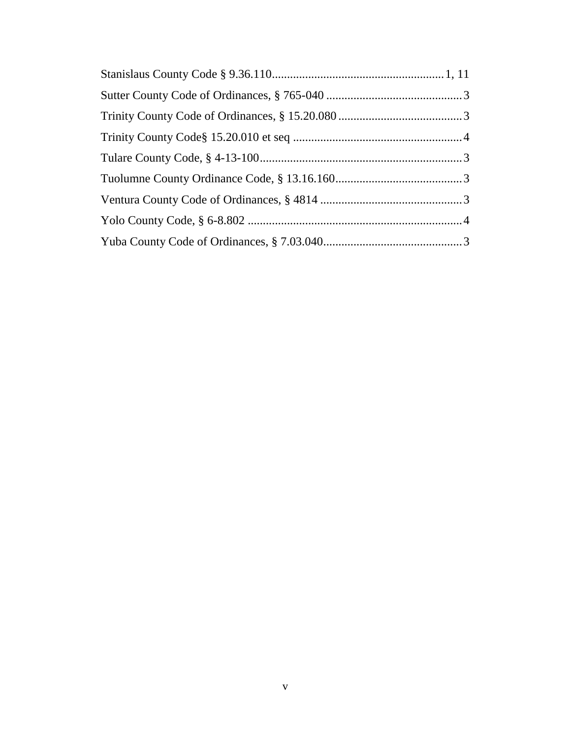Stanislaus County Code § 9.36.110........................................................1, 11

Sutter County Code of Ordinances, § 765-040 .............................................3

Trinity County Code of Ordinances, § 15.20.080 .........................................3

Trinity County Code§ 15.20.010 et seq ........................................................4

Tulare County Code, § 4-13-100...................................................................3

Tuolumne County Ordinance Code, § 13.16.160...........................................3

Ventura County Code of Ordinances, § 4814 ...............................................3

Yolo County Code, § 6-8.802 .......................................................................4

Yuba County Code of Ordinances, § 7.03.040..............................................3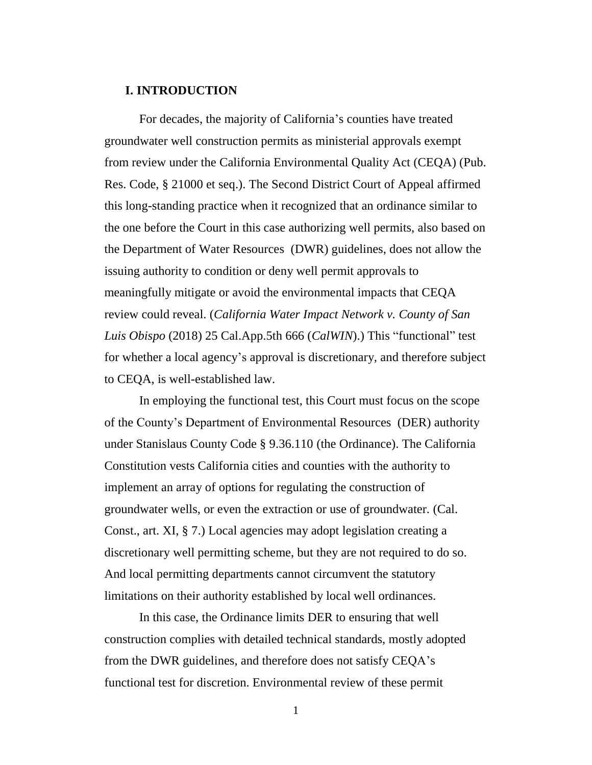## I. INTRODUCTION

For decades, the majority of California's counties have treated groundwater well construction permits as ministerial approvals exempt from review under the California Environmental Quality Act (CEQA) (Pub. Res. Code, § 21000 et seq.). The Second District Court of Appeal affirmed this long-standing practice when it recognized that an ordinance similar to the one before the Court in this case authorizing well permits, also based on the Department of Water Resources (DWR) guidelines, does not allow the issuing authority to condition or deny well permit approvals to meaningfully mitigate or avoid the environmental impacts that CEQA review could reveal. (*California Water Impact Network v. County of San Luis Obispo* (2018) 25 Cal.App.5th 666 (*CalWIN*).) This "functional" test for whether a local agency's approval is discretionary, and therefore subject to CEQA, is well-established law.

In employing the functional test, this Court must focus on the scope of the County's Department of Environmental Resources (DER) authority under Stanislaus County Code § 9.36.110 (the Ordinance). The California Constitution vests California cities and counties with the authority to implement an array of options for regulating the construction of groundwater wells, or even the extraction or use of groundwater. (Cal. Const., art. XI, § 7.) Local agencies may adopt legislation creating a discretionary well permitting scheme, but they are not required to do so. And local permitting departments cannot circumvent the statutory limitations on their authority established by local well ordinances.

In this case, the Ordinance limits DER to ensuring that well construction complies with detailed technical standards, mostly adopted from the DWR guidelines, and therefore does not satisfy CEQA's functional test for discretion. Environmental review of these permit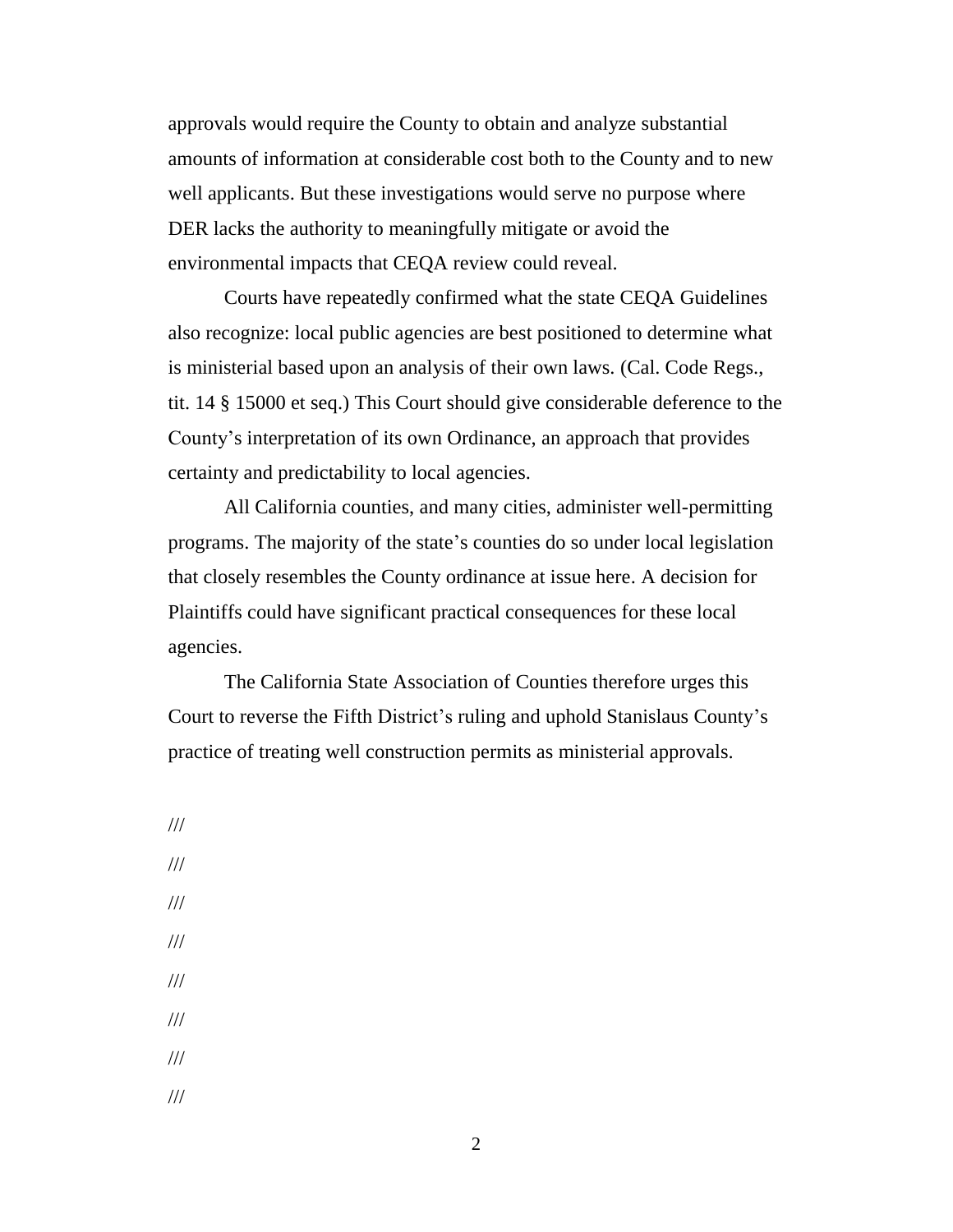approvals would require the County to obtain and analyze substantial amounts of information at considerable cost both to the County and to new well applicants. But these investigations would serve no purpose where DER lacks the authority to meaningfully mitigate or avoid the environmental impacts that CEQA review could reveal.

Courts have repeatedly confirmed what the state CEQA Guidelines also recognize: local public agencies are best positioned to determine what is ministerial based upon an analysis of their own laws. (Cal. Code Regs., tit. 14 § 15000 et seq.) This Court should give considerable deference to the County's interpretation of its own Ordinance, an approach that provides certainty and predictability to local agencies.

All California counties, and many cities, administer well-permitting programs. The majority of the state's counties do so under local legislation that closely resembles the County ordinance at issue here. A decision for Plaintiffs could have significant practical consequences for these local agencies.

The California State Association of Counties therefore urges this Court to reverse the Fifth District's ruling and uphold Stanislaus County's practice of treating well construction permits as ministerial approvals.

///

///

///

///

///

///

///

///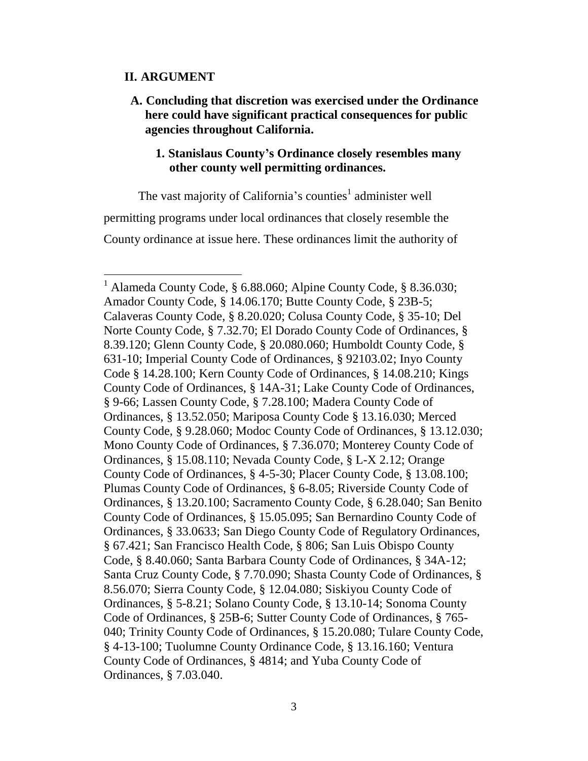## II. ARGUMENT

### A. Concluding that discretion was exercised under the Ordinance here could have significant practical consequences for public agencies throughout California.

#### 1. Stanislaus County's Ordinance closely resembles many other county well permitting ordinances.

The vast majority of California's counties[1] administer well permitting programs under local ordinances that closely resemble the County ordinance at issue here. These ordinances limit the authority of

---

[1] Alameda County Code, § 6.88.060; Alpine County Code, § 8.36.030; Amador County Code, § 14.06.170; Butte County Code, § 23B-5; Calaveras County Code, § 8.20.020; Colusa County Code, § 35-10; Del Norte County Code, § 7.32.70; El Dorado County Code of Ordinances, § 8.39.120; Glenn County Code, § 20.080.060; Humboldt County Code, § 631-10; Imperial County Code of Ordinances, § 92103.02; Inyo County Code § 14.28.100; Kern County Code of Ordinances, § 14.08.210; Kings County Code of Ordinances, § 14A-31; Lake County Code of Ordinances, § 9-66; Lassen County Code, § 7.28.100; Madera County Code of Ordinances, § 13.52.050; Mariposa County Code § 13.16.030; Merced County Code, § 9.28.060; Modoc County Code of Ordinances, § 13.12.030; Mono County Code of Ordinances, § 7.36.070; Monterey County Code of Ordinances, § 15.08.110; Nevada County Code, § L-X 2.12; Orange County Code of Ordinances, § 4-5-30; Placer County Code, § 13.08.100; Plumas County Code of Ordinances, § 6-8.05; Riverside County Code of Ordinances, § 13.20.100; Sacramento County Code, § 6.28.040; San Benito County Code of Ordinances, § 15.05.095; San Bernardino County Code of Ordinances, § 33.0633; San Diego County Code of Regulatory Ordinances, § 67.421; San Francisco Health Code, § 806; San Luis Obispo County Code, § 8.40.060; Santa Barbara County Code of Ordinances, § 34A-12; Santa Cruz County Code, § 7.70.090; Shasta County Code of Ordinances, § 8.56.070; Sierra County Code, § 12.04.080; Siskiyou County Code of Ordinances, § 5-8.21; Solano County Code, § 13.10-14; Sonoma County Code of Ordinances, § 25B-6; Sutter County Code of Ordinances, § 765-040; Trinity County Code of Ordinances, § 15.20.080; Tulare County Code, § 4-13-100; Tuolumne County Ordinance Code, § 13.16.160; Ventura County Code of Ordinances, § 4814; and Yuba County Code of Ordinances, § 7.03.040.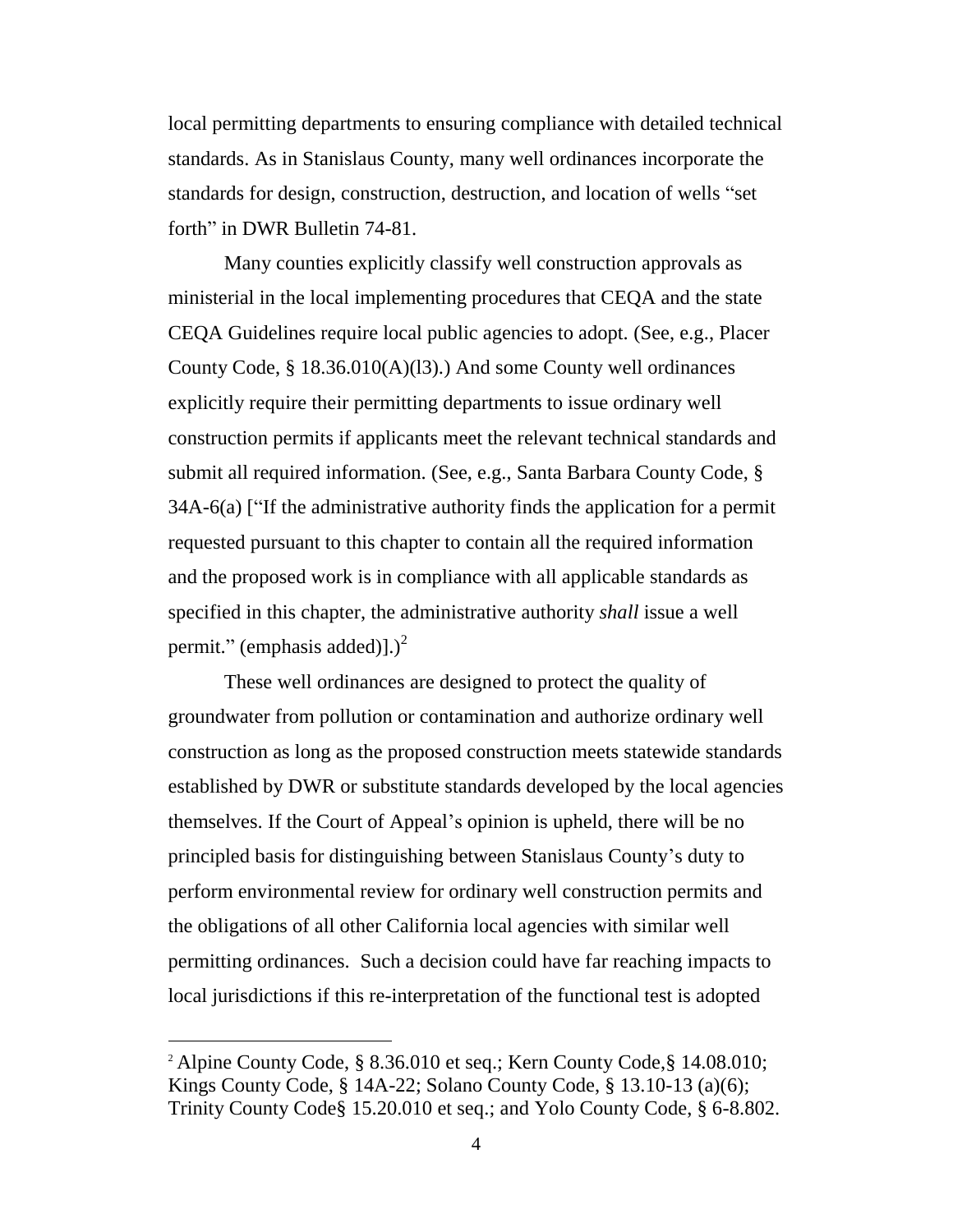local permitting departments to ensuring compliance with detailed technical standards. As in Stanislaus County, many well ordinances incorporate the standards for design, construction, destruction, and location of wells "set forth" in DWR Bulletin 74-81.

Many counties explicitly classify well construction approvals as ministerial in the local implementing procedures that CEQA and the state CEQA Guidelines require local public agencies to adopt. (See, e.g., Placer County Code, § 18.36.010(A)(l3).) And some County well ordinances explicitly require their permitting departments to issue ordinary well construction permits if applicants meet the relevant technical standards and submit all required information. (See, e.g., Santa Barbara County Code, § 34A-6(a) ["If the administrative authority finds the application for a permit requested pursuant to this chapter to contain all the required information and the proposed work is in compliance with all applicable standards as specified in this chapter, the administrative authority *shall* issue a well permit." (emphasis added)].)[2]

These well ordinances are designed to protect the quality of groundwater from pollution or contamination and authorize ordinary well construction as long as the proposed construction meets statewide standards established by DWR or substitute standards developed by the local agencies themselves. If the Court of Appeal's opinion is upheld, there will be no principled basis for distinguishing between Stanislaus County's duty to perform environmental review for ordinary well construction permits and the obligations of all other California local agencies with similar well permitting ordinances. Such a decision could have far reaching impacts to local jurisdictions if this re-interpretation of the functional test is adopted

---

[2] Alpine County Code, § 8.36.010 et seq.; Kern County Code,§ 14.08.010; Kings County Code, § 14A-22; Solano County Code, § 13.10-13 (a)(6); Trinity County Code§ 15.20.010 et seq.; and Yolo County Code, § 6-8.802.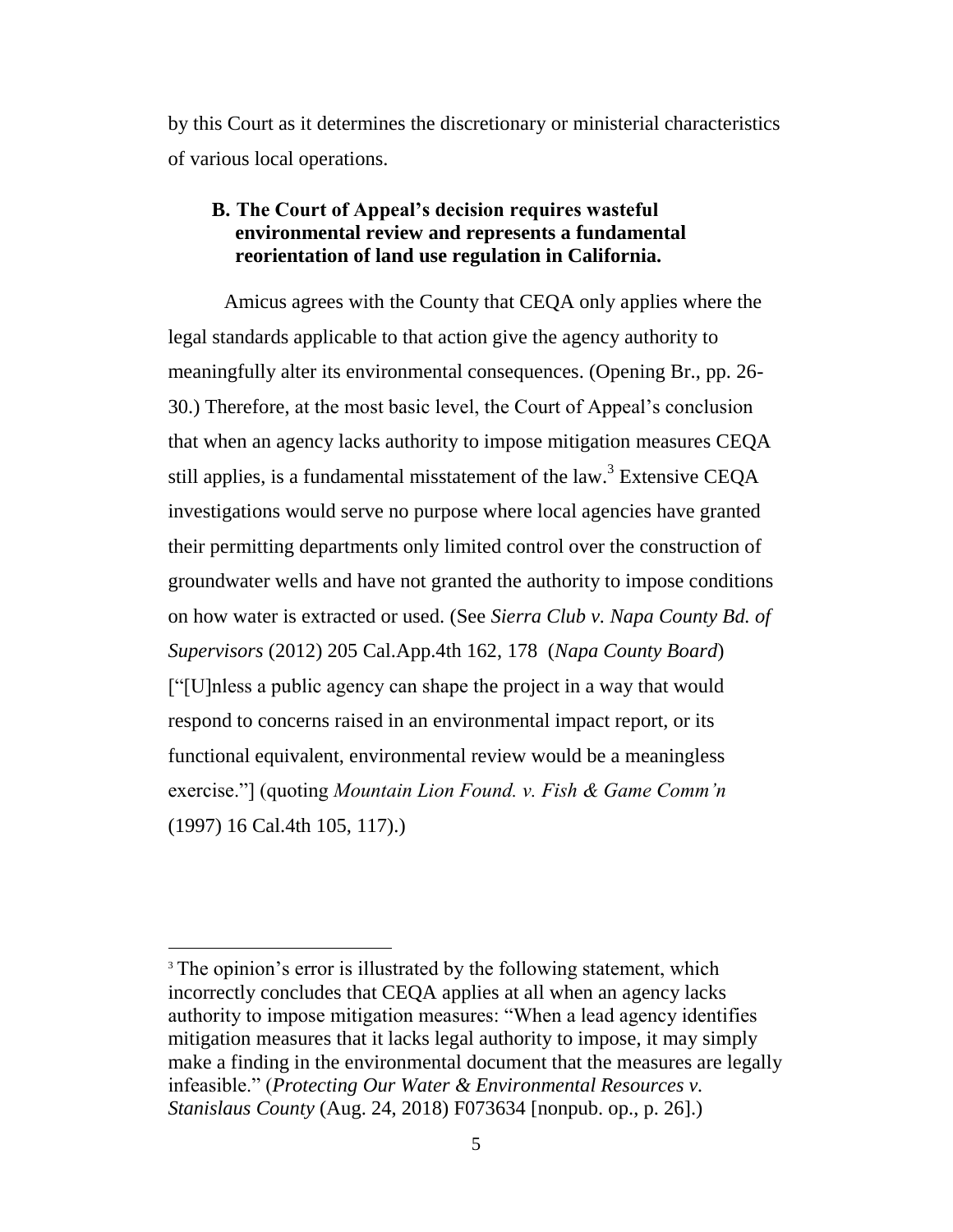by this Court as it determines the discretionary or ministerial characteristics of various local operations.

### B. The Court of Appeal's decision requires wasteful environmental review and represents a fundamental reorientation of land use regulation in California.

Amicus agrees with the County that CEQA only applies where the legal standards applicable to that action give the agency authority to meaningfully alter its environmental consequences. (Opening Br., pp. 26-30.) Therefore, at the most basic level, the Court of Appeal's conclusion that when an agency lacks authority to impose mitigation measures CEQA still applies, is a fundamental misstatement of the law.[3] Extensive CEQA investigations would serve no purpose where local agencies have granted their permitting departments only limited control over the construction of groundwater wells and have not granted the authority to impose conditions on how water is extracted or used. (See *Sierra Club v. Napa County Bd. of Supervisors* (2012) 205 Cal.App.4th 162, 178 (*Napa County Board*) ["[U]nless a public agency can shape the project in a way that would respond to concerns raised in an environmental impact report, or its functional equivalent, environmental review would be a meaningless exercise."] (quoting *Mountain Lion Found. v. Fish & Game Comm'n* (1997) 16 Cal.4th 105, 117).)

---

[3] The opinion's error is illustrated by the following statement, which incorrectly concludes that CEQA applies at all when an agency lacks authority to impose mitigation measures: "When a lead agency identifies mitigation measures that it lacks legal authority to impose, it may simply make a finding in the environmental document that the measures are legally infeasible." (*Protecting Our Water & Environmental Resources v. Stanislaus County* (Aug. 24, 2018) F073634 [nonpub. op., p. 26].)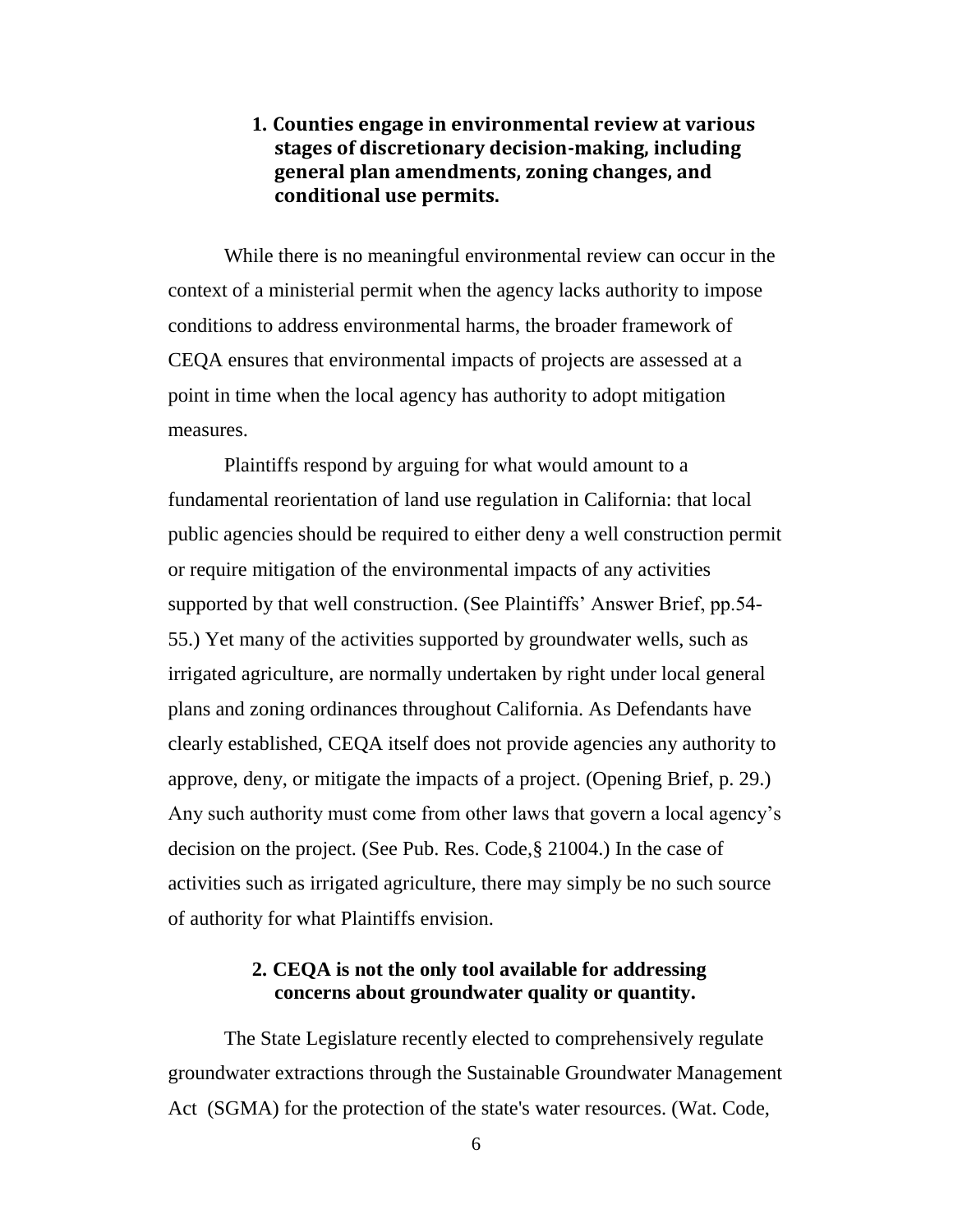### 1. Counties engage in environmental review at various stages of discretionary decision-making, including general plan amendments, zoning changes, and conditional use permits.

While there is no meaningful environmental review can occur in the context of a ministerial permit when the agency lacks authority to impose conditions to address environmental harms, the broader framework of CEQA ensures that environmental impacts of projects are assessed at a point in time when the local agency has authority to adopt mitigation measures.

Plaintiffs respond by arguing for what would amount to a fundamental reorientation of land use regulation in California: that local public agencies should be required to either deny a well construction permit or require mitigation of the environmental impacts of any activities supported by that well construction. (See Plaintiffs' Answer Brief, pp.54-55.) Yet many of the activities supported by groundwater wells, such as irrigated agriculture, are normally undertaken by right under local general plans and zoning ordinances throughout California. As Defendants have clearly established, CEQA itself does not provide agencies any authority to approve, deny, or mitigate the impacts of a project. (Opening Brief, p. 29.) Any such authority must come from other laws that govern a local agency's decision on the project. (See Pub. Res. Code,§ 21004.) In the case of activities such as irrigated agriculture, there may simply be no such source of authority for what Plaintiffs envision.

### 2. CEQA is not the only tool available for addressing concerns about groundwater quality or quantity.

The State Legislature recently elected to comprehensively regulate groundwater extractions through the Sustainable Groundwater Management Act (SGMA) for the protection of the state's water resources. (Wat. Code,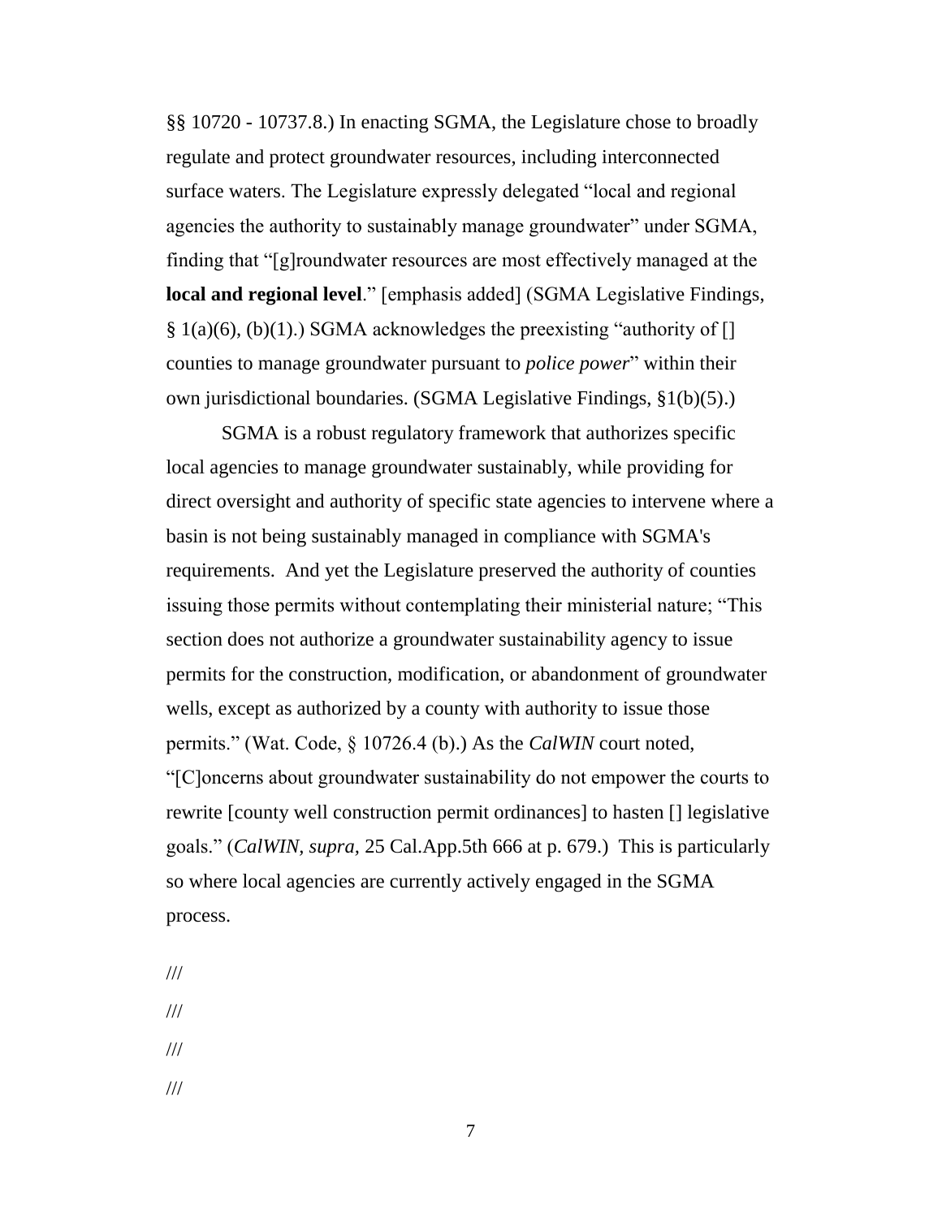§§ 10720 - 10737.8.) In enacting SGMA, the Legislature chose to broadly regulate and protect groundwater resources, including interconnected surface waters. The Legislature expressly delegated "local and regional agencies the authority to sustainably manage groundwater" under SGMA, finding that "[g]roundwater resources are most effectively managed at the **local and regional level**." [emphasis added] (SGMA Legislative Findings, § 1(a)(6), (b)(1).) SGMA acknowledges the preexisting "authority of [] counties to manage groundwater pursuant to *police power*" within their own jurisdictional boundaries. (SGMA Legislative Findings, §1(b)(5).)

SGMA is a robust regulatory framework that authorizes specific local agencies to manage groundwater sustainably, while providing for direct oversight and authority of specific state agencies to intervene where a basin is not being sustainably managed in compliance with SGMA's requirements. And yet the Legislature preserved the authority of counties issuing those permits without contemplating their ministerial nature; "This section does not authorize a groundwater sustainability agency to issue permits for the construction, modification, or abandonment of groundwater wells, except as authorized by a county with authority to issue those permits." (Wat. Code, § 10726.4 (b).) As the *CalWIN* court noted, "[C]oncerns about groundwater sustainability do not empower the courts to rewrite [county well construction permit ordinances] to hasten [] legislative goals." (*CalWIN, supra,* 25 Cal.App.5th 666 at p. 679.) This is particularly so where local agencies are currently actively engaged in the SGMA process.

///

///

///

///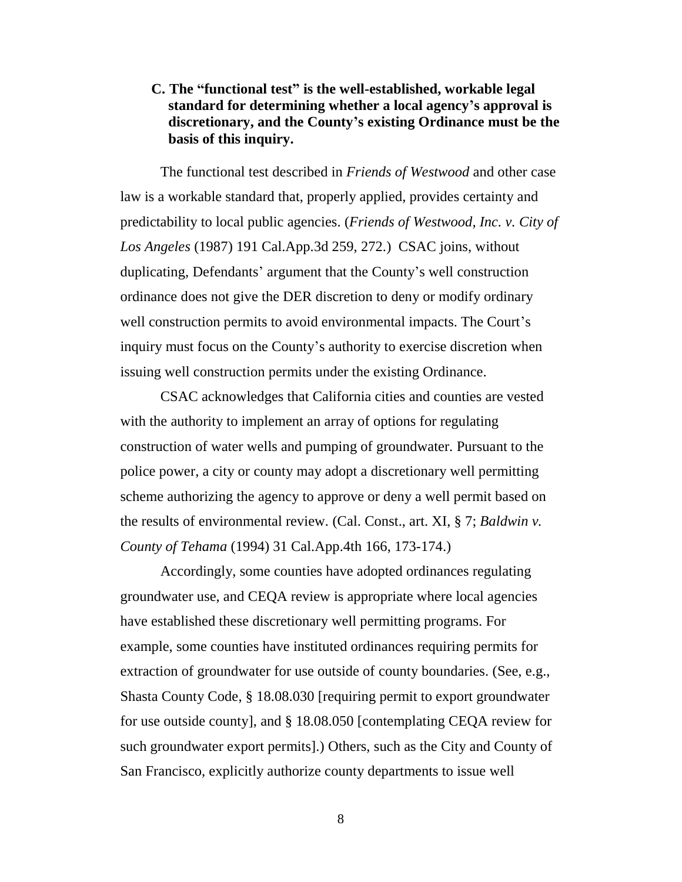### C. The "functional test" is the well-established, workable legal standard for determining whether a local agency's approval is discretionary, and the County's existing Ordinance must be the basis of this inquiry.

The functional test described in *Friends of Westwood* and other case law is a workable standard that, properly applied, provides certainty and predictability to local public agencies. (*Friends of Westwood, Inc. v. City of Los Angeles* (1987) 191 Cal.App.3d 259, 272.) CSAC joins, without duplicating, Defendants' argument that the County's well construction ordinance does not give the DER discretion to deny or modify ordinary well construction permits to avoid environmental impacts. The Court's inquiry must focus on the County's authority to exercise discretion when issuing well construction permits under the existing Ordinance.

CSAC acknowledges that California cities and counties are vested with the authority to implement an array of options for regulating construction of water wells and pumping of groundwater. Pursuant to the police power, a city or county may adopt a discretionary well permitting scheme authorizing the agency to approve or deny a well permit based on the results of environmental review. (Cal. Const., art. XI, § 7; *Baldwin v. County of Tehama* (1994) 31 Cal.App.4th 166, 173-174.)

Accordingly, some counties have adopted ordinances regulating groundwater use, and CEQA review is appropriate where local agencies have established these discretionary well permitting programs. For example, some counties have instituted ordinances requiring permits for extraction of groundwater for use outside of county boundaries. (See, e.g., Shasta County Code, § 18.08.030 [requiring permit to export groundwater for use outside county], and § 18.08.050 [contemplating CEQA review for such groundwater export permits].) Others, such as the City and County of San Francisco, explicitly authorize county departments to issue well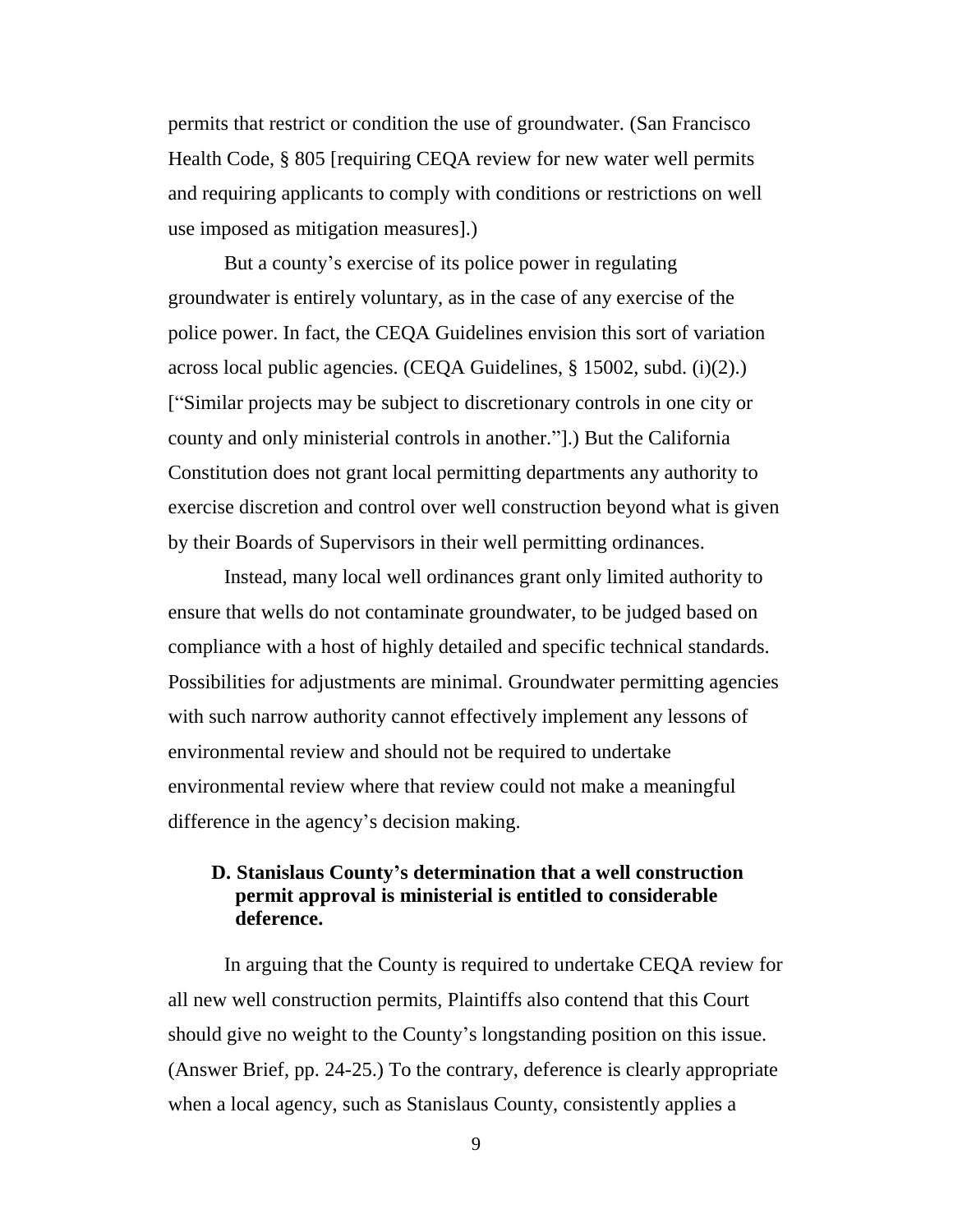permits that restrict or condition the use of groundwater. (San Francisco Health Code, § 805 [requiring CEQA review for new water well permits and requiring applicants to comply with conditions or restrictions on well use imposed as mitigation measures].)

But a county's exercise of its police power in regulating groundwater is entirely voluntary, as in the case of any exercise of the police power. In fact, the CEQA Guidelines envision this sort of variation across local public agencies. (CEQA Guidelines, § 15002, subd. (i)(2).) ["Similar projects may be subject to discretionary controls in one city or county and only ministerial controls in another."].) But the California Constitution does not grant local permitting departments any authority to exercise discretion and control over well construction beyond what is given by their Boards of Supervisors in their well permitting ordinances.

Instead, many local well ordinances grant only limited authority to ensure that wells do not contaminate groundwater, to be judged based on compliance with a host of highly detailed and specific technical standards. Possibilities for adjustments are minimal. Groundwater permitting agencies with such narrow authority cannot effectively implement any lessons of environmental review and should not be required to undertake environmental review where that review could not make a meaningful difference in the agency's decision making.

### D. Stanislaus County's determination that a well construction permit approval is ministerial is entitled to considerable deference.

In arguing that the County is required to undertake CEQA review for all new well construction permits, Plaintiffs also contend that this Court should give no weight to the County's longstanding position on this issue. (Answer Brief, pp. 24-25.) To the contrary, deference is clearly appropriate when a local agency, such as Stanislaus County, consistently applies a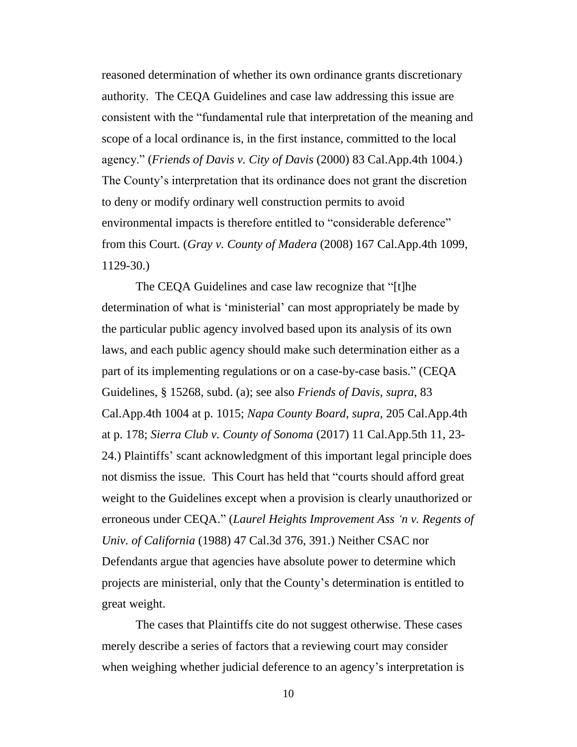reasoned determination of whether its own ordinance grants discretionary authority. The CEQA Guidelines and case law addressing this issue are consistent with the "fundamental rule that interpretation of the meaning and scope of a local ordinance is, in the first instance, committed to the local agency." (*Friends of Davis v. City of Davis* (2000) 83 Cal.App.4th 1004.) The County's interpretation that its ordinance does not grant the discretion to deny or modify ordinary well construction permits to avoid environmental impacts is therefore entitled to "considerable deference" from this Court. (*Gray v. County of Madera* (2008) 167 Cal.App.4th 1099, 1129-30.)

The CEQA Guidelines and case law recognize that "[t]he determination of what is 'ministerial' can most appropriately be made by the particular public agency involved based upon its analysis of its own laws, and each public agency should make such determination either as a part of its implementing regulations or on a case-by-case basis." (CEQA Guidelines, § 15268, subd. (a); see also *Friends of Davis*, *supra*, 83 Cal.App.4th 1004 at p. 1015; *Napa County Board*, *supra*, 205 Cal.App.4th at p. 178; *Sierra Club v. County of Sonoma* (2017) 11 Cal.App.5th 11, 23-24.) Plaintiffs' scant acknowledgment of this important legal principle does not dismiss the issue. This Court has held that "courts should afford great weight to the Guidelines except when a provision is clearly unauthorized or erroneous under CEQA." (*Laurel Heights Improvement Ass 'n v. Regents of Univ. of California* (1988) 47 Cal.3d 376, 391.) Neither CSAC nor Defendants argue that agencies have absolute power to determine which projects are ministerial, only that the County's determination is entitled to great weight.

The cases that Plaintiffs cite do not suggest otherwise. These cases merely describe a series of factors that a reviewing court may consider when weighing whether judicial deference to an agency's interpretation is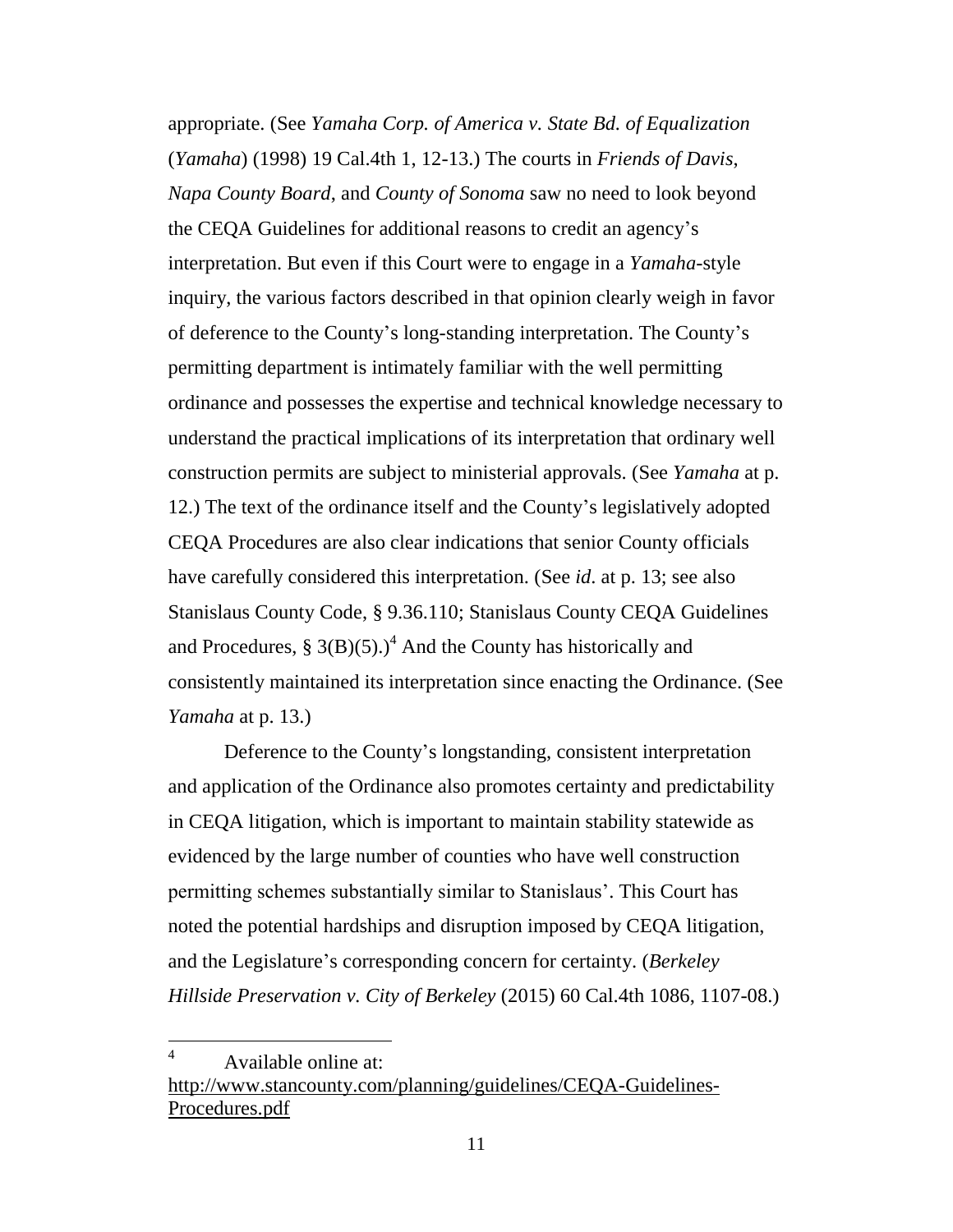appropriate. (See *Yamaha Corp. of America v. State Bd. of Equalization* (*Yamaha*) (1998) 19 Cal.4th 1, 12-13.) The courts in *Friends of Davis*, *Napa County Board*, and *County of Sonoma* saw no need to look beyond the CEQA Guidelines for additional reasons to credit an agency's interpretation. But even if this Court were to engage in a *Yamaha*-style inquiry, the various factors described in that opinion clearly weigh in favor of deference to the County's long-standing interpretation. The County's permitting department is intimately familiar with the well permitting ordinance and possesses the expertise and technical knowledge necessary to understand the practical implications of its interpretation that ordinary well construction permits are subject to ministerial approvals. (See *Yamaha* at p. 12.) The text of the ordinance itself and the County's legislatively adopted CEQA Procedures are also clear indications that senior County officials have carefully considered this interpretation. (See *id*. at p. 13; see also Stanislaus County Code, § 9.36.110; Stanislaus County CEQA Guidelines and Procedures, § 3(B)(5).)[4] And the County has historically and consistently maintained its interpretation since enacting the Ordinance. (See *Yamaha* at p. 13.)

Deference to the County's longstanding, consistent interpretation and application of the Ordinance also promotes certainty and predictability in CEQA litigation, which is important to maintain stability statewide as evidenced by the large number of counties who have well construction permitting schemes substantially similar to Stanislaus'. This Court has noted the potential hardships and disruption imposed by CEQA litigation, and the Legislature's corresponding concern for certainty. (*Berkeley Hillside Preservation v. City of Berkeley* (2015) 60 Cal.4th 1086, 1107-08.)

---

[4] Available online at: http://www.stancounty.com/planning/guidelines/CEQA-Guidelines-Procedures.pdf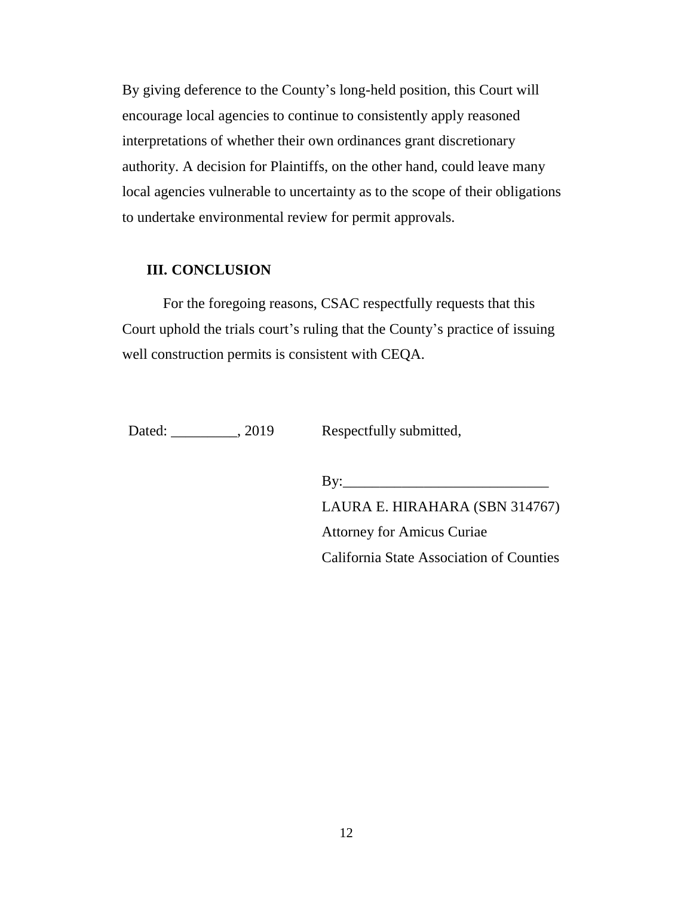By giving deference to the County's long-held position, this Court will encourage local agencies to continue to consistently apply reasoned interpretations of whether their own ordinances grant discretionary authority. A decision for Plaintiffs, on the other hand, could leave many local agencies vulnerable to uncertainty as to the scope of their obligations to undertake environmental review for permit approvals.

## III. CONCLUSION

For the foregoing reasons, CSAC respectfully requests that this Court uphold the trials court's ruling that the County's practice of issuing well construction permits is consistent with CEQA.

Dated: _________, 2019    Respectfully submitted,

By:____________________________

LAURA E. HIRAHARA (SBN 314767)

Attorney for Amicus Curiae

California State Association of Counties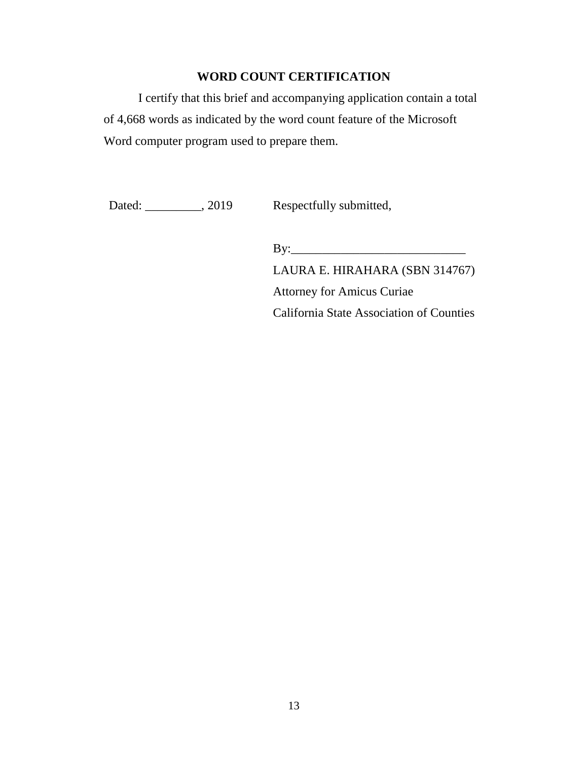## WORD COUNT CERTIFICATION

I certify that this brief and accompanying application contain a total of 4,668 words as indicated by the word count feature of the Microsoft Word computer program used to prepare them.

Dated: _________, 2019

Respectfully submitted,

By:____________________________

LAURA E. HIRAHARA (SBN 314767)
Attorney for Amicus Curiae
California State Association of Counties